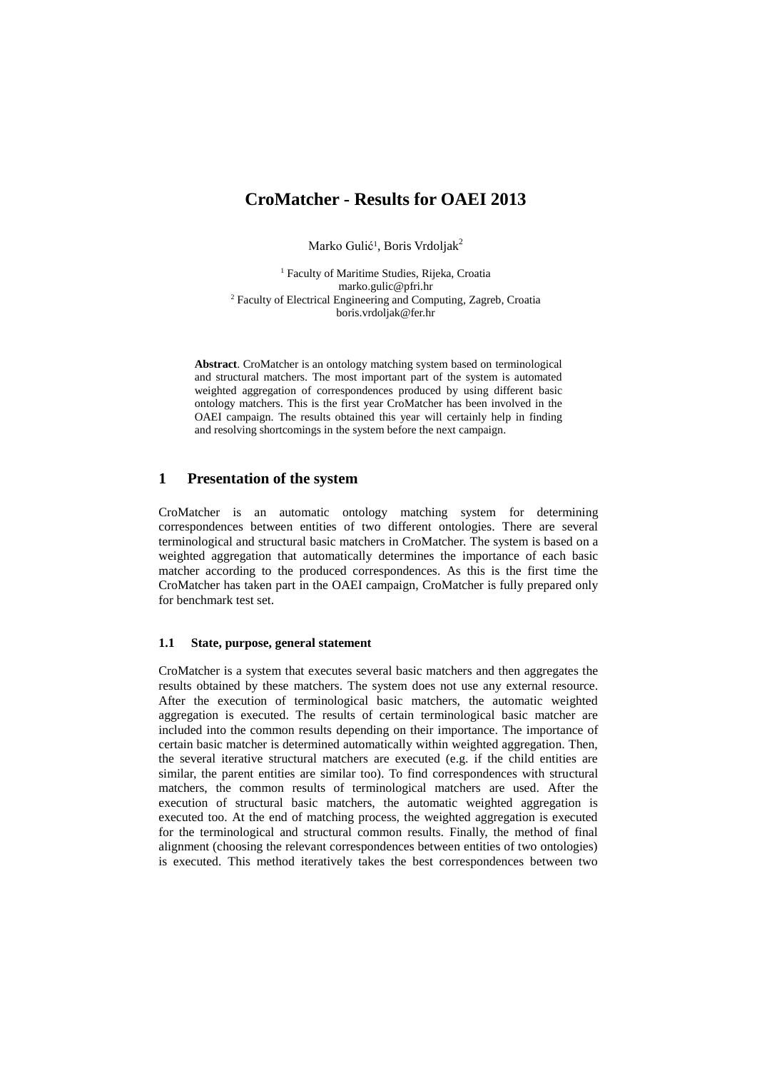# CroMatcher - Results for OAEI 2013

Marko Gulić[1], Boris Vrdoljak[2]

[1] Faculty of Maritime Studies, Rijeka, Croatia
marko.gulic@pfri.hr
[2] Faculty of Electrical Engineering and Computing, Zagreb, Croatia
boris.vrdoljak@fer.hr

**Abstract**. CroMatcher is an ontology matching system based on terminological and structural matchers. The most important part of the system is automated weighted aggregation of correspondences produced by using different basic ontology matchers. This is the first year CroMatcher has been involved in the OAEI campaign. The results obtained this year will certainly help in finding and resolving shortcomings in the system before the next campaign.

## 1 Presentation of the system

CroMatcher is an automatic ontology matching system for determining correspondences between entities of two different ontologies. There are several terminological and structural basic matchers in CroMatcher. The system is based on a weighted aggregation that automatically determines the importance of each basic matcher according to the produced correspondences. As this is the first time the CroMatcher has taken part in the OAEI campaign, CroMatcher is fully prepared only for benchmark test set.

### 1.1 State, purpose, general statement

CroMatcher is a system that executes several basic matchers and then aggregates the results obtained by these matchers. The system does not use any external resource. After the execution of terminological basic matchers, the automatic weighted aggregation is executed. The results of certain terminological basic matcher are included into the common results depending on their importance. The importance of certain basic matcher is determined automatically within weighted aggregation. Then, the several iterative structural matchers are executed (e.g. if the child entities are similar, the parent entities are similar too). To find correspondences with structural matchers, the common results of terminological matchers are used. After the execution of structural basic matchers, the automatic weighted aggregation is executed too. At the end of matching process, the weighted aggregation is executed for the terminological and structural common results. Finally, the method of final alignment (choosing the relevant correspondences between entities of two ontologies) is executed. This method iteratively takes the best correspondences between two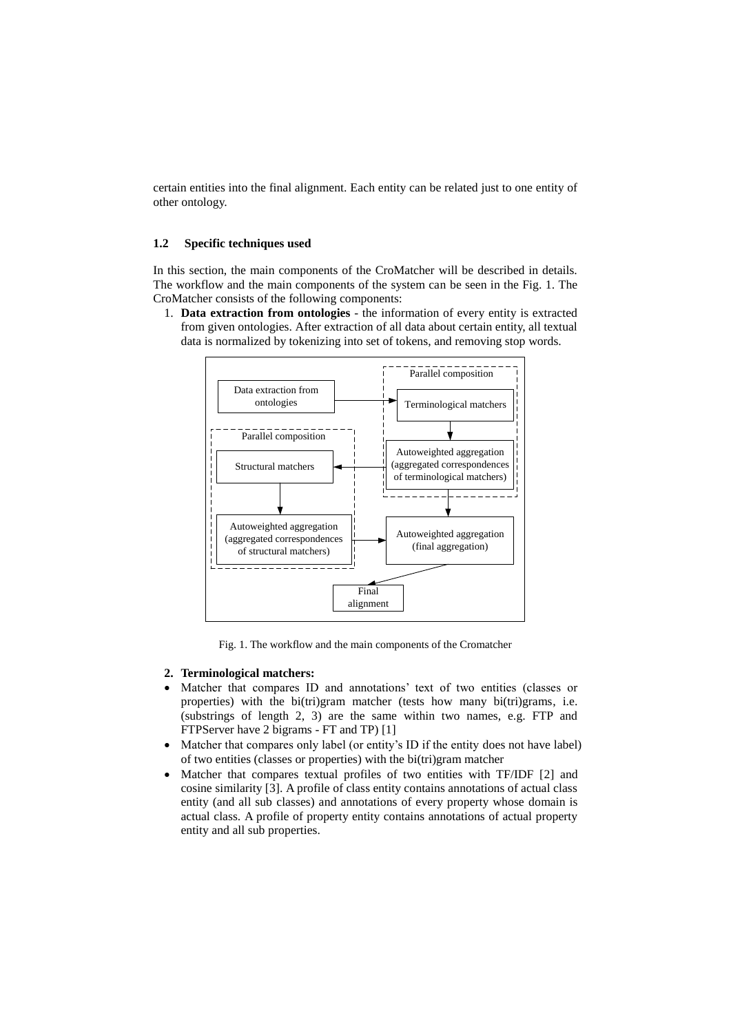certain entities into the final alignment. Each entity can be related just to one entity of other ontology.

### 1.2 Specific techniques used

In this section, the main components of the CroMatcher will be described in details. The workflow and the main components of the system can be seen in the Fig. 1. The CroMatcher consists of the following components:

1. **Data extraction from ontologies** - the information of every entity is extracted from given ontologies. After extraction of all data about certain entity, all textual data is normalized by tokenizing into set of tokens, and removing stop words.

Fig. 1. The workflow and the main components of the Cromatcher

2. **Terminological matchers:**

- Matcher that compares ID and annotations' text of two entities (classes or properties) with the bi(tri)gram matcher (tests how many bi(tri)grams, i.e. (substrings of length 2, 3) are the same within two names, e.g. FTP and FTPServer have 2 bigrams - FT and TP) [1]
- Matcher that compares only label (or entity's ID if the entity does not have label) of two entities (classes or properties) with the bi(tri)gram matcher
- Matcher that compares textual profiles of two entities with TF/IDF [2] and cosine similarity [3]. A profile of class entity contains annotations of actual class entity (and all sub classes) and annotations of every property whose domain is actual class. A profile of property entity contains annotations of actual property entity and all sub properties.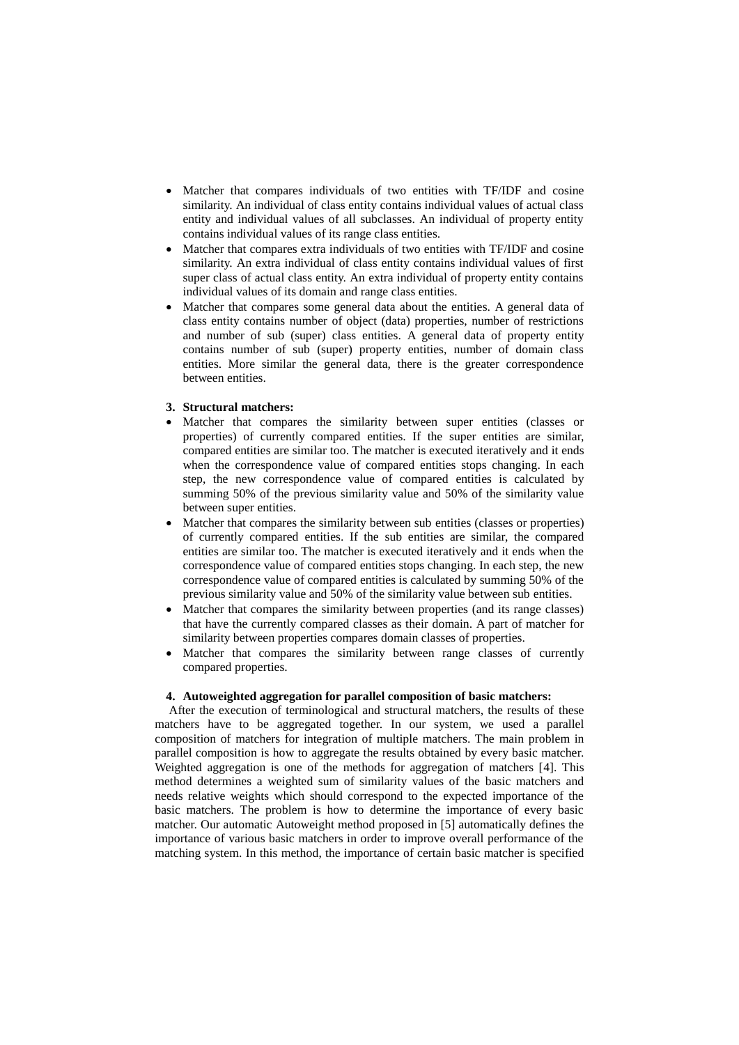- Matcher that compares individuals of two entities with TF/IDF and cosine similarity. An individual of class entity contains individual values of actual class entity and individual values of all subclasses. An individual of property entity contains individual values of its range class entities.
- Matcher that compares extra individuals of two entities with TF/IDF and cosine similarity. An extra individual of class entity contains individual values of first super class of actual class entity. An extra individual of property entity contains individual values of its domain and range class entities.
- Matcher that compares some general data about the entities. A general data of class entity contains number of object (data) properties, number of restrictions and number of sub (super) class entities. A general data of property entity contains number of sub (super) property entities, number of domain class entities. More similar the general data, there is the greater correspondence between entities.

3. **Structural matchers:**

- Matcher that compares the similarity between super entities (classes or properties) of currently compared entities. If the super entities are similar, compared entities are similar too. The matcher is executed iteratively and it ends when the correspondence value of compared entities stops changing. In each step, the new correspondence value of compared entities is calculated by summing 50% of the previous similarity value and 50% of the similarity value between super entities.
- Matcher that compares the similarity between sub entities (classes or properties) of currently compared entities. If the sub entities are similar, the compared entities are similar too. The matcher is executed iteratively and it ends when the correspondence value of compared entities stops changing. In each step, the new correspondence value of compared entities is calculated by summing 50% of the previous similarity value and 50% of the similarity value between sub entities.
- Matcher that compares the similarity between properties (and its range classes) that have the currently compared classes as their domain. A part of matcher for similarity between properties compares domain classes of properties.
- Matcher that compares the similarity between range classes of currently compared properties.

4. **Autoweighted aggregation for parallel composition of basic matchers:**

After the execution of terminological and structural matchers, the results of these matchers have to be aggregated together. In our system, we used a parallel composition of matchers for integration of multiple matchers. The main problem in parallel composition is how to aggregate the results obtained by every basic matcher. Weighted aggregation is one of the methods for aggregation of matchers [4]. This method determines a weighted sum of similarity values of the basic matchers and needs relative weights which should correspond to the expected importance of the basic matchers. The problem is how to determine the importance of every basic matcher. Our automatic Autoweight method proposed in [5] automatically defines the importance of various basic matchers in order to improve overall performance of the matching system. In this method, the importance of certain basic matcher is specified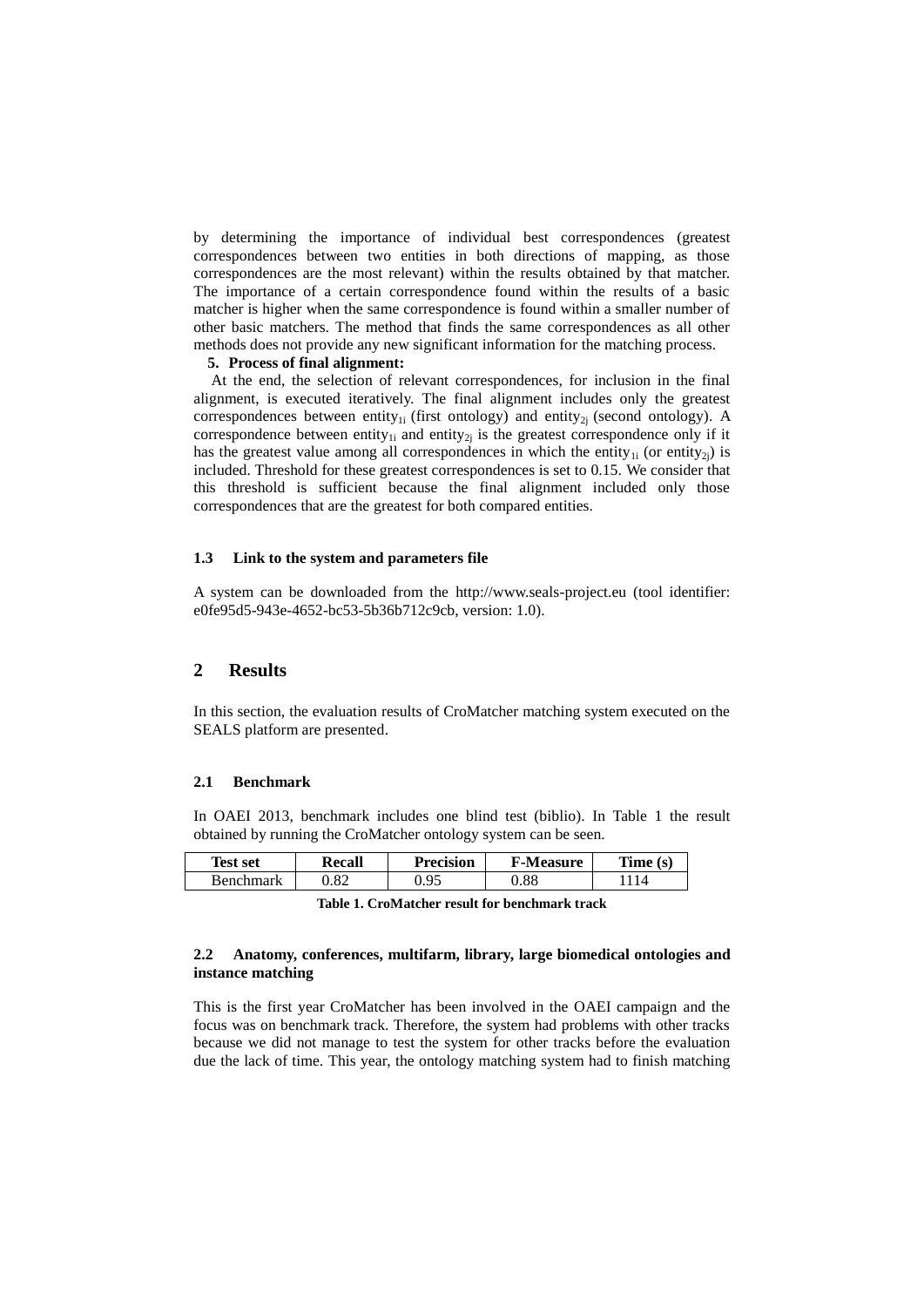by determining the importance of individual best correspondences (greatest correspondences between two entities in both directions of mapping, as those correspondences are the most relevant) within the results obtained by that matcher. The importance of a certain correspondence found within the results of a basic matcher is higher when the same correspondence is found within a smaller number of other basic matchers. The method that finds the same correspondences as all other methods does not provide any new significant information for the matching process.

5. **Process of final alignment:**

At the end, the selection of relevant correspondences, for inclusion in the final alignment, is executed iteratively. The final alignment includes only the greatest correspondences between $\text{entity}_{1i}$ (first ontology) and $\text{entity}_{2j}$ (second ontology). A correspondence between $\text{entity}_{1i}$ and $\text{entity}_{2j}$ is the greatest correspondence only if it has the greatest value among all correspondences in which the $\text{entity}_{1i}$ (or $\text{entity}_{2j}$) is included. Threshold for these greatest correspondences is set to 0.15. We consider that this threshold is sufficient because the final alignment included only those correspondences that are the greatest for both compared entities.

### 1.3 Link to the system and parameters file

A system can be downloaded from the http://www.seals-project.eu (tool identifier: e0fe95d5-943e-4652-bc53-5b36b712c9cb, version: 1.0).

## 2 Results

In this section, the evaluation results of CroMatcher matching system executed on the SEALS platform are presented.

### 2.1 Benchmark

In OAEI 2013, benchmark includes one blind test (biblio). In Table 1 the result obtained by running the CroMatcher ontology system can be seen.

| Test set | Recall | Precision | F-Measure | Time (s) |
| --- | --- | --- | --- | --- |
| Benchmark | 0.82 | 0.95 | 0.88 | 1114 |

**Table 1. CroMatcher result for benchmark track**

### 2.2 Anatomy, conferences, multifarm, library, large biomedical ontologies and instance matching

This is the first year CroMatcher has been involved in the OAEI campaign and the focus was on benchmark track. Therefore, the system had problems with other tracks because we did not manage to test the system for other tracks before the evaluation due the lack of time. This year, the ontology matching system had to finish matching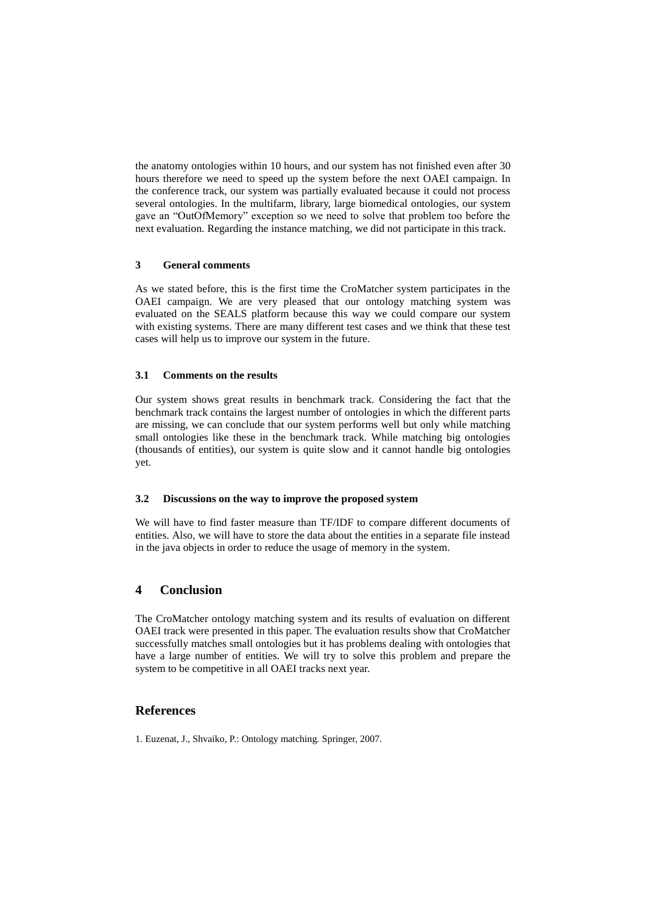the anatomy ontologies within 10 hours, and our system has not finished even after 30 hours therefore we need to speed up the system before the next OAEI campaign. In the conference track, our system was partially evaluated because it could not process several ontologies. In the multifarm, library, large biomedical ontologies, our system gave an "OutOfMemory" exception so we need to solve that problem too before the next evaluation. Regarding the instance matching, we did not participate in this track.

### 3 General comments

As we stated before, this is the first time the CroMatcher system participates in the OAEI campaign. We are very pleased that our ontology matching system was evaluated on the SEALS platform because this way we could compare our system with existing systems. There are many different test cases and we think that these test cases will help us to improve our system in the future.

### 3.1 Comments on the results

Our system shows great results in benchmark track. Considering the fact that the benchmark track contains the largest number of ontologies in which the different parts are missing, we can conclude that our system performs well but only while matching small ontologies like these in the benchmark track. While matching big ontologies (thousands of entities), our system is quite slow and it cannot handle big ontologies yet.

### 3.2 Discussions on the way to improve the proposed system

We will have to find faster measure than TF/IDF to compare different documents of entities. Also, we will have to store the data about the entities in a separate file instead in the java objects in order to reduce the usage of memory in the system.

## 4 Conclusion

The CroMatcher ontology matching system and its results of evaluation on different OAEI track were presented in this paper. The evaluation results show that CroMatcher successfully matches small ontologies but it has problems dealing with ontologies that have a large number of entities. We will try to solve this problem and prepare the system to be competitive in all OAEI tracks next year.

## References

1. Euzenat, J., Shvaiko, P.: Ontology matching. Springer, 2007.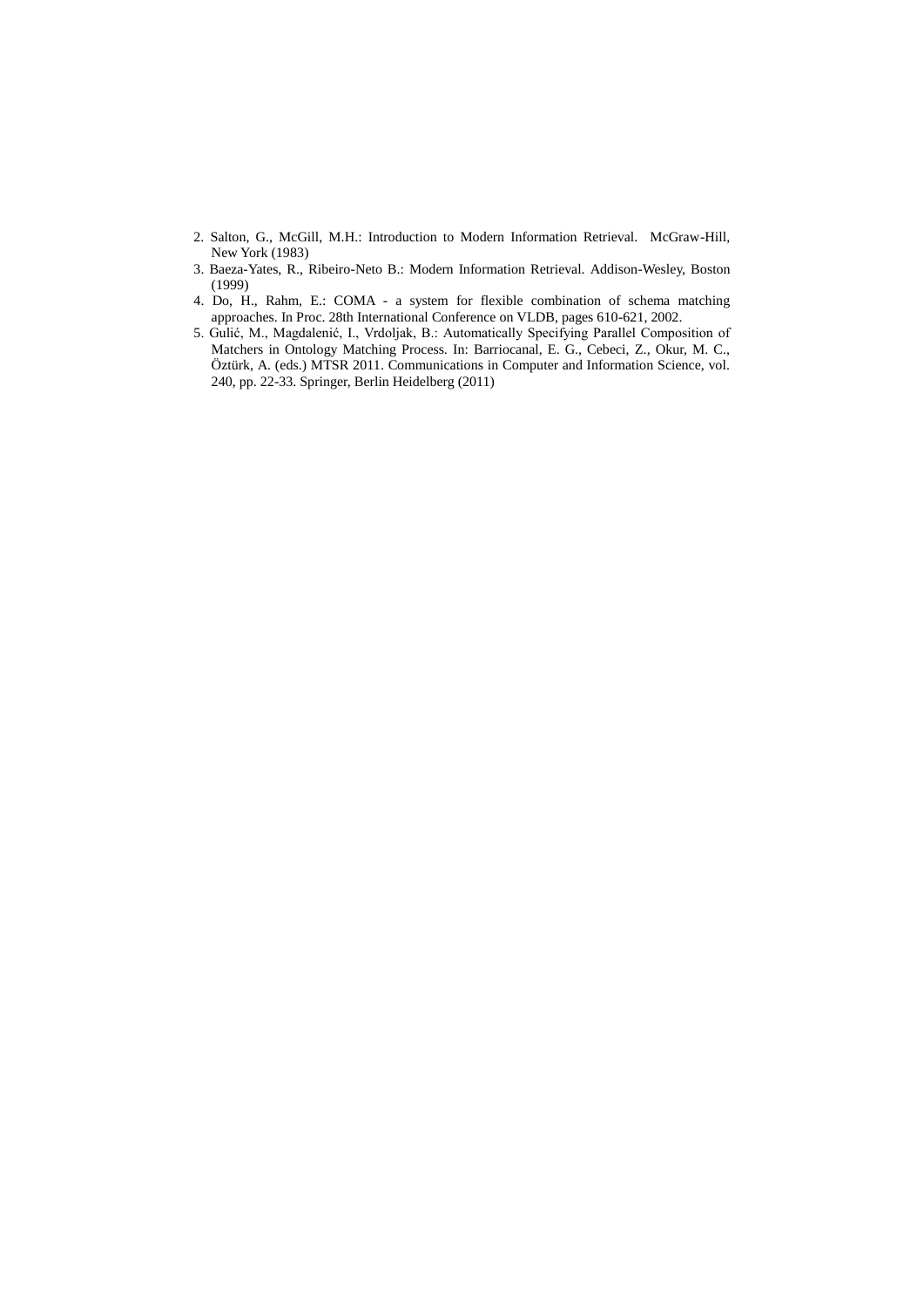2. Salton, G., McGill, M.H.: Introduction to Modern Information Retrieval. McGraw-Hill, New York (1983)
3. Baeza-Yates, R., Ribeiro-Neto B.: Modern Information Retrieval. Addison-Wesley, Boston (1999)
4. Do, H., Rahm, E.: COMA - a system for flexible combination of schema matching approaches. In Proc. 28th International Conference on VLDB, pages 610-621, 2002.
5. Gulić, M., Magdalenić, I., Vrdoljak, B.: Automatically Specifying Parallel Composition of Matchers in Ontology Matching Process. In: Barriocanal, E. G., Cebeci, Z., Okur, M. C., Öztürk, A. (eds.) MTSR 2011. Communications in Computer and Information Science, vol. 240, pp. 22-33. Springer, Berlin Heidelberg (2011)